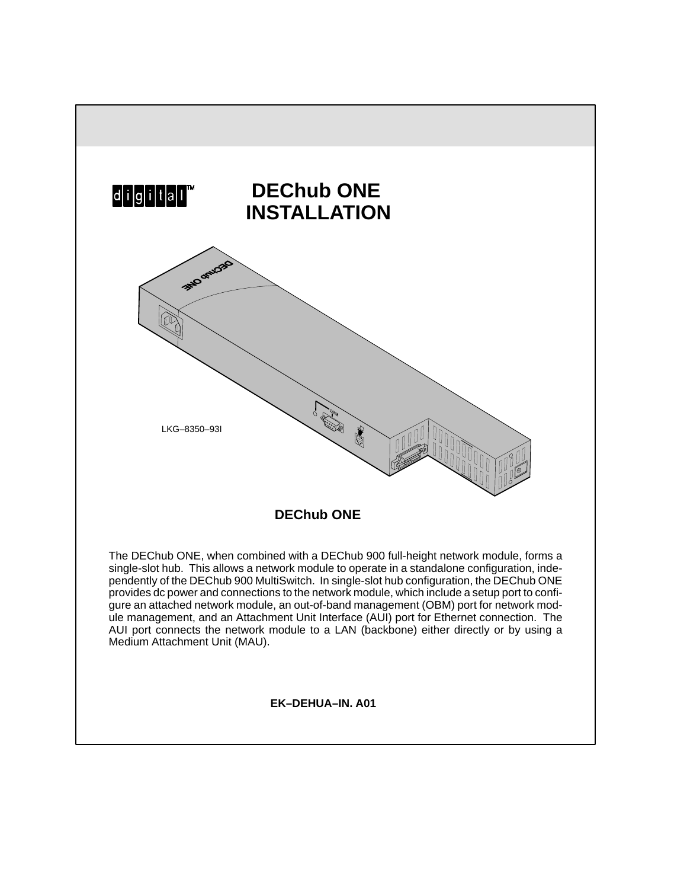digital™

# DEChub ONE INSTALLATION

LKG–8350–93I

**DEChub ONE**

The DEChub ONE, when combined with a DEChub 900 full-height network module, forms a single-slot hub. This allows a network module to operate in a standalone configuration, independently of the DEChub 900 MultiSwitch. In single-slot hub configuration, the DEChub ONE provides dc power and connections to the network module, which include a setup port to configure an attached network module, an out-of-band management (OBM) port for network module management, and an Attachment Unit Interface (AUI) port for Ethernet connection. The AUI port connects the network module to a LAN (backbone) either directly or by using a Medium Attachment Unit (MAU).

**EK–DEHUA–IN. A01**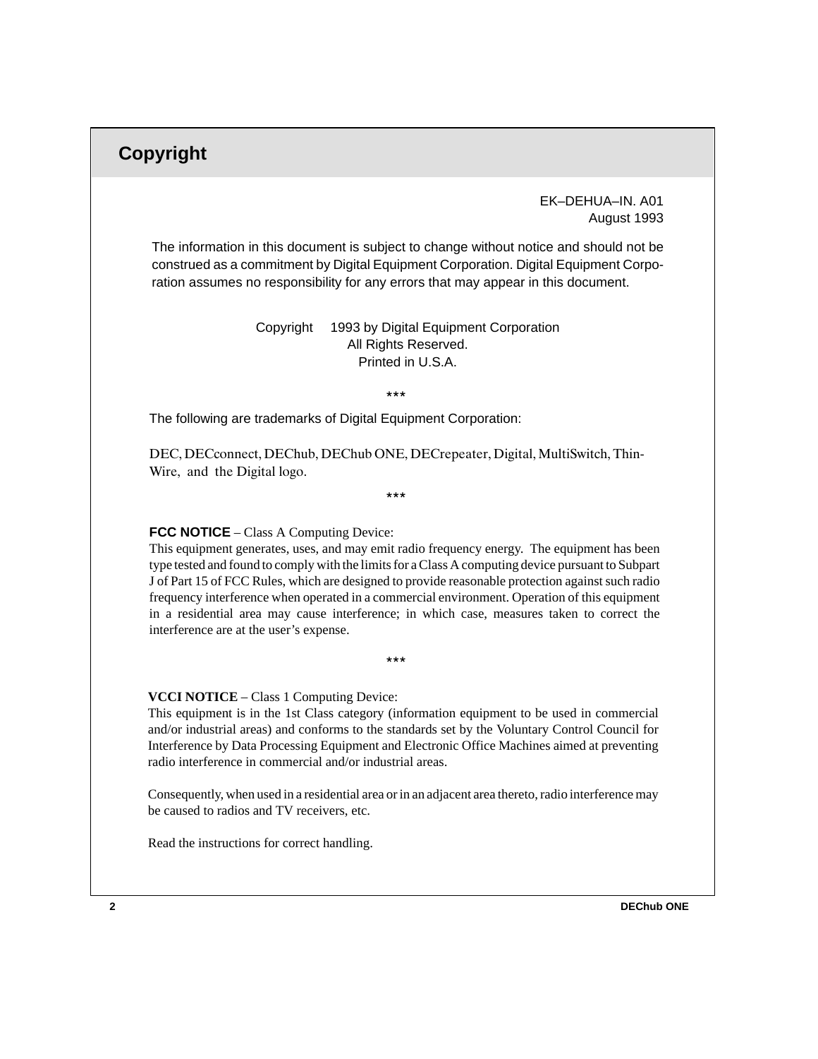# Copyright

EK–DEHUA–IN. A01
August 1993

The information in this document is subject to change without notice and should not be construed as a commitment by Digital Equipment Corporation. Digital Equipment Corporation assumes no responsibility for any errors that may appear in this document.

Copyright 1993 by Digital Equipment Corporation
All Rights Reserved.
Printed in U.S.A.

***

The following are trademarks of Digital Equipment Corporation:

DEC, DECconnect, DEChub, DEChub ONE, DECrepeater, Digital, MultiSwitch, ThinWire, and the Digital logo.

***

**FCC NOTICE** – Class A Computing Device:
This equipment generates, uses, and may emit radio frequency energy. The equipment has been type tested and found to comply with the limits for a Class A computing device pursuant to Subpart J of Part 15 of FCC Rules, which are designed to provide reasonable protection against such radio frequency interference when operated in a commercial environment. Operation of this equipment in a residential area may cause interference; in which case, measures taken to correct the interference are at the user's expense.

***

**VCCI NOTICE** – Class 1 Computing Device:
This equipment is in the 1st Class category (information equipment to be used in commercial and/or industrial areas) and conforms to the standards set by the Voluntary Control Council for Interference by Data Processing Equipment and Electronic Office Machines aimed at preventing radio interference in commercial and/or industrial areas.

Consequently, when used in a residential area or in an adjacent area thereto, radio interference may be caused to radios and TV receivers, etc.

Read the instructions for correct handling.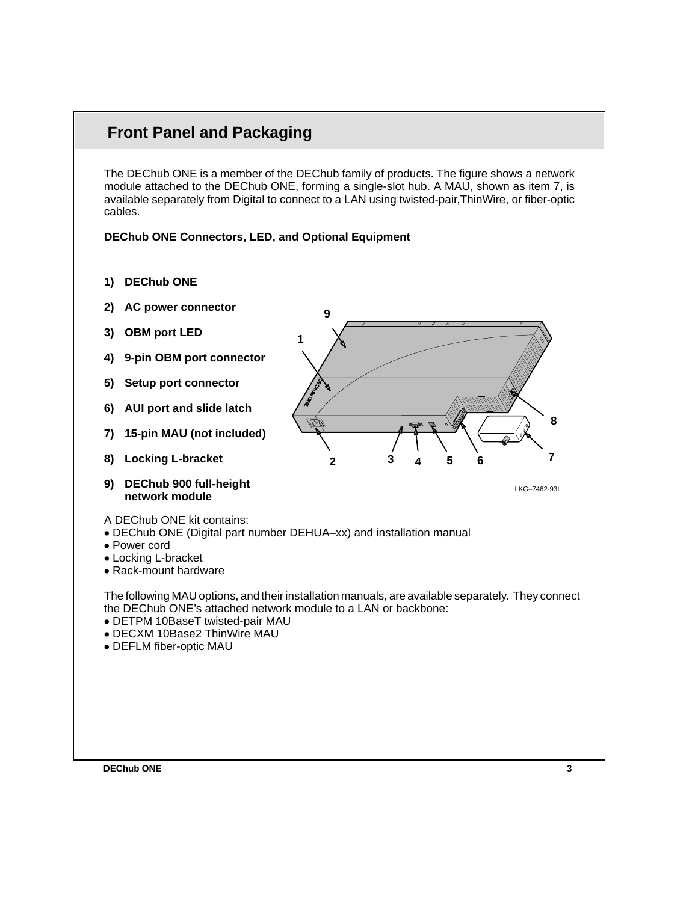# Front Panel and Packaging

The DEChub ONE is a member of the DEChub family of products. The figure shows a network module attached to the DEChub ONE, forming a single-slot hub. A MAU, shown as item 7, is available separately from Digital to connect to a LAN using twisted-pair,ThinWire, or fiber-optic cables.

**DEChub ONE Connectors, LED, and Optional Equipment**

1) **DEChub ONE**
2) **AC power connector**
3) **OBM port LED**
4) **9-pin OBM port connector**
5) **Setup port connector**
6) **AUI port and slide latch**
7) **15-pin MAU (not included)**
8) **Locking L-bracket**
9) **DEChub 900 full-height network module**

LKG–7462-93I

A DEChub ONE kit contains:

- DEChub ONE (Digital part number DEHUA–xx) and installation manual
- Power cord
- Locking L-bracket
- Rack-mount hardware

The following MAU options, and their installation manuals, are available separately. They connect the DEChub ONE's attached network module to a LAN or backbone:

- DETPM 10BaseT twisted-pair MAU
- DECXM 10Base2 ThinWire MAU
- DEFLM fiber-optic MAU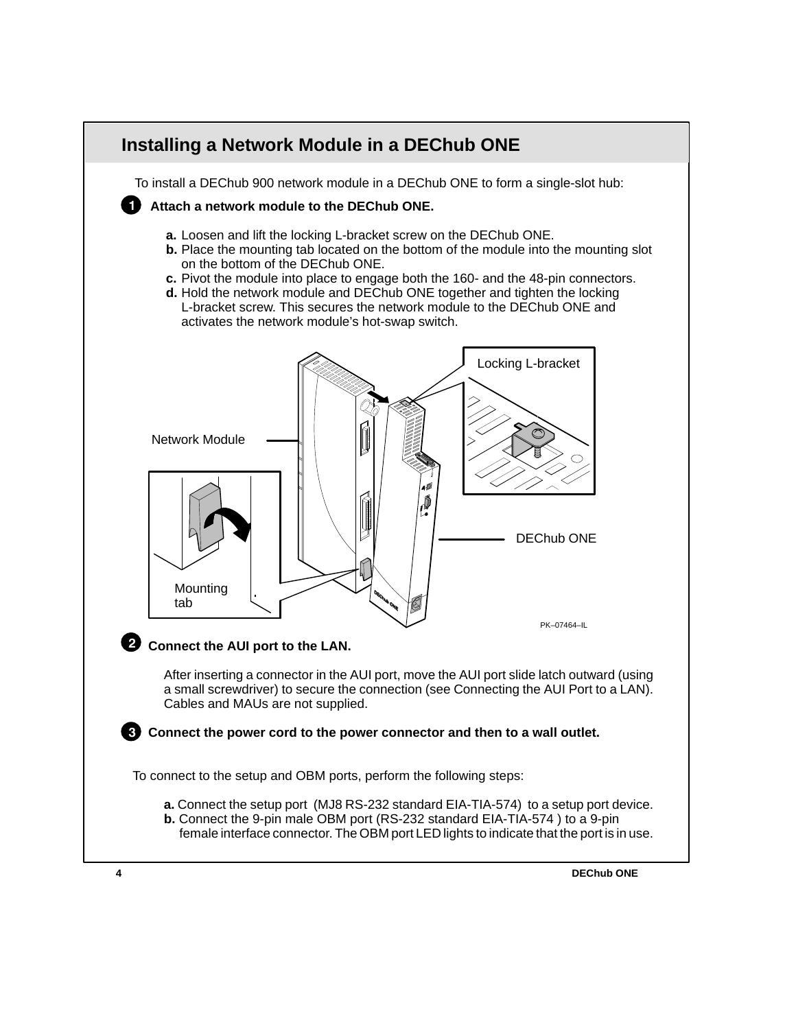## Installing a Network Module in a DEChub ONE

To install a DEChub 900 network module in a DEChub ONE to form a single-slot hub:

**1 Attach a network module to the DEChub ONE.**

- **a.** Loosen and lift the locking L-bracket screw on the DEChub ONE.
- **b.** Place the mounting tab located on the bottom of the module into the mounting slot on the bottom of the DEChub ONE.
- **c.** Pivot the module into place to engage both the 160- and the 48-pin connectors.
- **d.** Hold the network module and DEChub ONE together and tighten the locking L-bracket screw. This secures the network module to the DEChub ONE and activates the network module's hot-swap switch.

Locking L-bracket

Network Module

DEChub ONE

Mounting tab

PK–07464–IL

**2 Connect the AUI port to the LAN.**

After inserting a connector in the AUI port, move the AUI port slide latch outward (using a small screwdriver) to secure the connection (see Connecting the AUI Port to a LAN). Cables and MAUs are not supplied.

**3 Connect the power cord to the power connector and then to a wall outlet.**

To connect to the setup and OBM ports, perform the following steps:

- **a.** Connect the setup port (MJ8 RS-232 standard EIA-TIA-574) to a setup port device.
- **b.** Connect the 9-pin male OBM port (RS-232 standard EIA-TIA-574 ) to a 9-pin female interface connector. The OBM port LED lights to indicate that the port is in use.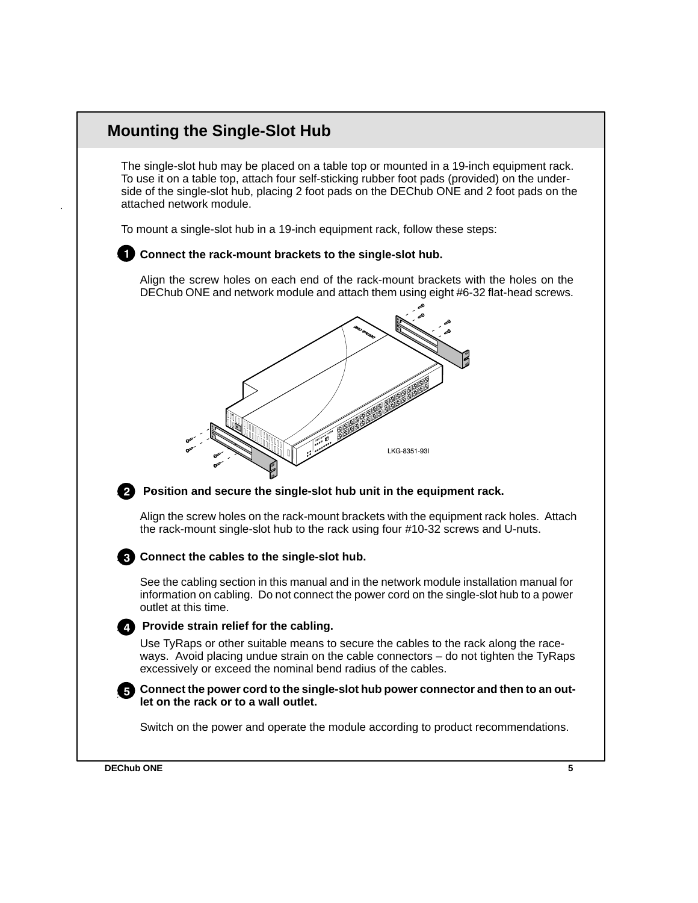# Mounting the Single-Slot Hub

The single-slot hub may be placed on a table top or mounted in a 19-inch equipment rack. To use it on a table top, attach four self-sticking rubber foot pads (provided) on the underside of the single-slot hub, placing 2 foot pads on the DEChub ONE and 2 foot pads on the attached network module.

To mount a single-slot hub in a 19-inch equipment rack, follow these steps:

**1 Connect the rack-mount brackets to the single-slot hub.**

Align the screw holes on each end of the rack-mount brackets with the holes on the DEChub ONE and network module and attach them using eight #6-32 flat-head screws.

LKG-8351-93I

**2 Position and secure the single-slot hub unit in the equipment rack.**

Align the screw holes on the rack-mount brackets with the equipment rack holes. Attach the rack-mount single-slot hub to the rack using four #10-32 screws and U-nuts.

**3 Connect the cables to the single-slot hub.**

See the cabling section in this manual and in the network module installation manual for information on cabling. Do not connect the power cord on the single-slot hub to a power outlet at this time.

**4 Provide strain relief for the cabling.**

Use TyRaps or other suitable means to secure the cables to the rack along the raceways. Avoid placing undue strain on the cable connectors – do not tighten the TyRaps excessively or exceed the nominal bend radius of the cables.

**5 Connect the power cord to the single-slot hub power connector and then to an outlet on the rack or to a wall outlet.**

Switch on the power and operate the module according to product recommendations.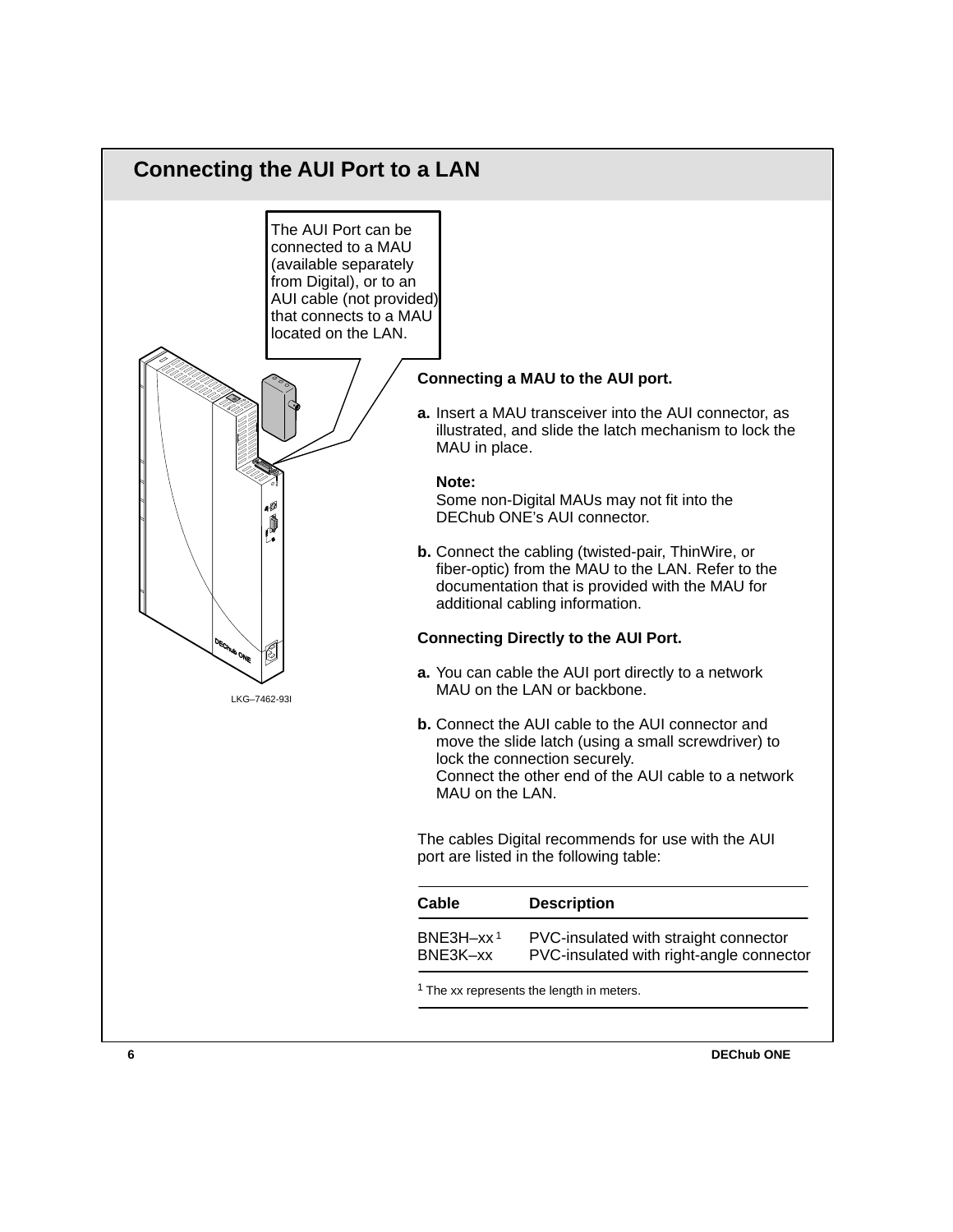## Connecting the AUI Port to a LAN

The AUI Port can be connected to a MAU (available separately from Digital), or to an AUI cable (not provided) that connects to a MAU located on the LAN.

LKG–7462-93I

**Connecting a MAU to the AUI port.**

**a.** Insert a MAU transceiver into the AUI connector, as illustrated, and slide the latch mechanism to lock the MAU in place.

**Note:**
Some non-Digital MAUs may not fit into the DEChub ONE's AUI connector.

**b.** Connect the cabling (twisted-pair, ThinWire, or fiber-optic) from the MAU to the LAN. Refer to the documentation that is provided with the MAU for additional cabling information.

**Connecting Directly to the AUI Port.**

**a.** You can cable the AUI port directly to a network MAU on the LAN or backbone.

**b.** Connect the AUI cable to the AUI connector and move the slide latch (using a small screwdriver) to lock the connection securely.
Connect the other end of the AUI cable to a network MAU on the LAN.

The cables Digital recommends for use with the AUI port are listed in the following table:

| Cable | Description |
|---|---|
| BNE3H–xx[1] | PVC-insulated with straight connector |
| BNE3K–xx | PVC-insulated with right-angle connector |

[1] The xx represents the length in meters.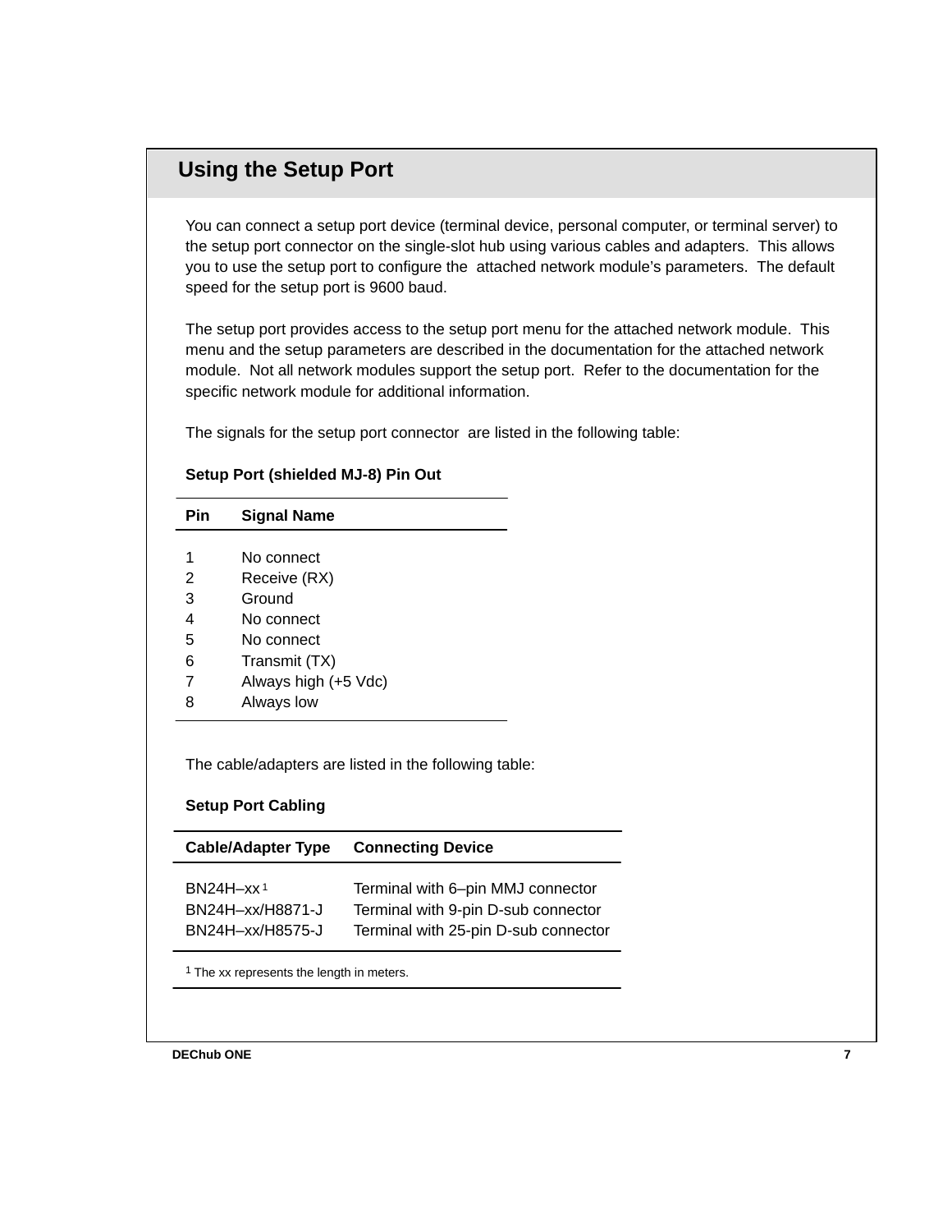## Using the Setup Port

You can connect a setup port device (terminal device, personal computer, or terminal server) to the setup port connector on the single-slot hub using various cables and adapters. This allows you to use the setup port to configure the attached network module's parameters. The default speed for the setup port is 9600 baud.

The setup port provides access to the setup port menu for the attached network module. This menu and the setup parameters are described in the documentation for the attached network module. Not all network modules support the setup port. Refer to the documentation for the specific network module for additional information.

The signals for the setup port connector are listed in the following table:

**Setup Port (shielded MJ-8) Pin Out**

| Pin | Signal Name |
|---|---|
| 1 | No connect |
| 2 | Receive (RX) |
| 3 | Ground |
| 4 | No connect |
| 5 | No connect |
| 6 | Transmit (TX) |
| 7 | Always high (+5 Vdc) |
| 8 | Always low |

The cable/adapters are listed in the following table:

**Setup Port Cabling**

| Cable/Adapter Type | Connecting Device |
|---|---|
| BN24H–xx[1] | Terminal with 6–pin MMJ connector |
| BN24H–xx/H8871-J | Terminal with 9-pin D-sub connector |
| BN24H–xx/H8575-J | Terminal with 25-pin D-sub connector |

[1] The xx represents the length in meters.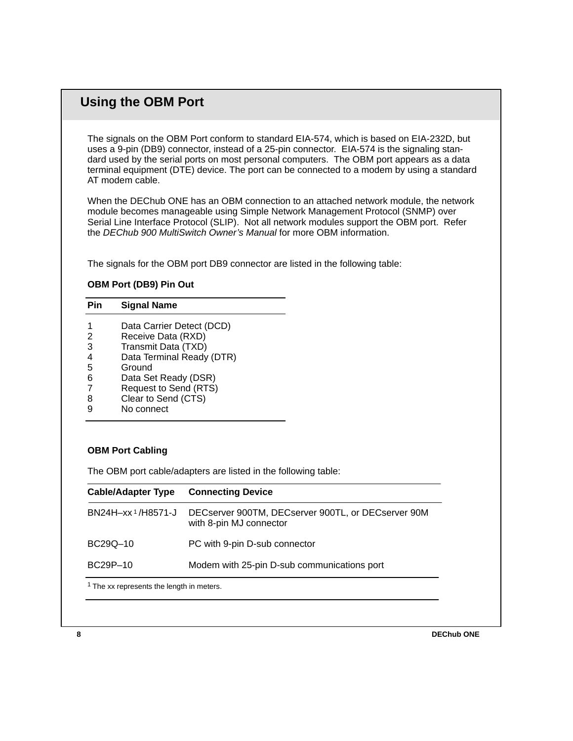## Using the OBM Port

The signals on the OBM Port conform to standard EIA-574, which is based on EIA-232D, but uses a 9-pin (DB9) connector, instead of a 25-pin connector. EIA-574 is the signaling standard used by the serial ports on most personal computers. The OBM port appears as a data terminal equipment (DTE) device. The port can be connected to a modem by using a standard AT modem cable.

When the DEChub ONE has an OBM connection to an attached network module, the network module becomes manageable using Simple Network Management Protocol (SNMP) over Serial Line Interface Protocol (SLIP). Not all network modules support the OBM port. Refer the *DEChub 900 MultiSwitch Owner's Manual* for more OBM information.

The signals for the OBM port DB9 connector are listed in the following table:

**OBM Port (DB9) Pin Out**

| Pin | Signal Name |
|---|---|
| 1 | Data Carrier Detect (DCD) |
| 2 | Receive Data (RXD) |
| 3 | Transmit Data (TXD) |
| 4 | Data Terminal Ready (DTR) |
| 5 | Ground |
| 6 | Data Set Ready (DSR) |
| 7 | Request to Send (RTS) |
| 8 | Clear to Send (CTS) |
| 9 | No connect |

**OBM Port Cabling**

The OBM port cable/adapters are listed in the following table:

| Cable/Adapter Type | Connecting Device |
|---|---|
| BN24H–xx[1]/H8571-J | DECserver 900TM, DECserver 900TL, or DECserver 90M with 8-pin MJ connector |
| BC29Q–10 | PC with 9-pin D-sub connector |
| BC29P–10 | Modem with 25-pin D-sub communications port |

[1] The xx represents the length in meters.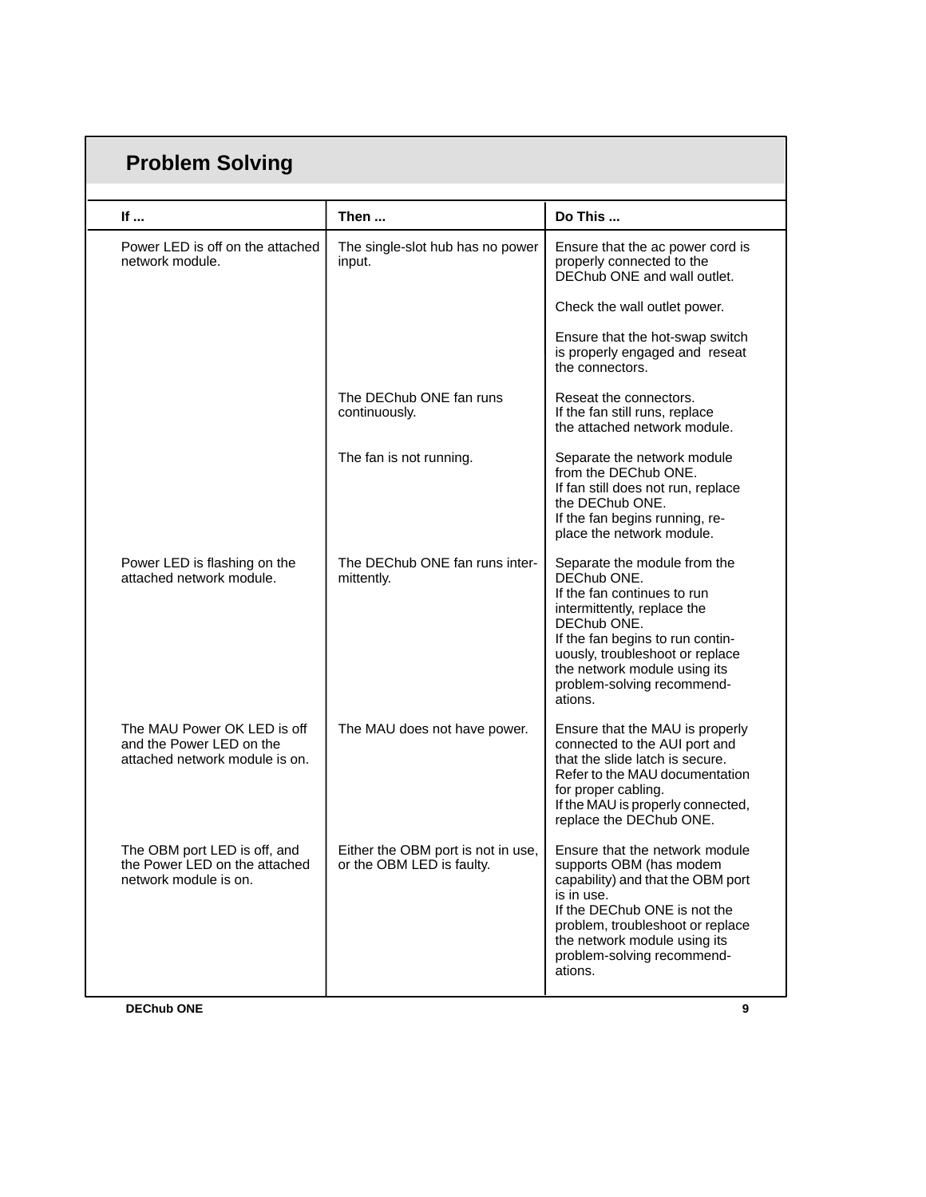## Problem Solving

| If ... | Then ... | Do This ... |
|---|---|---|
| Power LED is off on the attached network module. | The single-slot hub has no power input. | Ensure that the ac power cord is properly connected to the DEChub ONE and wall outlet.<br><br>Check the wall outlet power.<br><br>Ensure that the hot-swap switch is properly engaged and reseat the connectors. |
| | The DEChub ONE fan runs continuously. | Reseat the connectors.<br>If the fan still runs, replace the attached network module. |
| | The fan is not running. | Separate the network module from the DEChub ONE.<br>If fan still does not run, replace the DEChub ONE.<br>If the fan begins running, replace the network module. |
| Power LED is flashing on the attached network module. | The DEChub ONE fan runs intermittently. | Separate the module from the DEChub ONE.<br>If the fan continues to run intermittently, replace the DEChub ONE.<br>If the fan begins to run continuously, troubleshoot or replace the network module using its problem-solving recommendations. |
| The MAU Power OK LED is off and the Power LED on the attached network module is on. | The MAU does not have power. | Ensure that the MAU is properly connected to the AUI port and that the slide latch is secure. Refer to the MAU documentation for proper cabling.<br>If the MAU is properly connected, replace the DEChub ONE. |
| The OBM port LED is off, and the Power LED on the attached network module is on. | Either the OBM port is not in use, or the OBM LED is faulty. | Ensure that the network module supports OBM (has modem capability) and that the OBM port is in use.<br>If the DEChub ONE is not the problem, troubleshoot or replace the network module using its problem-solving recommendations. |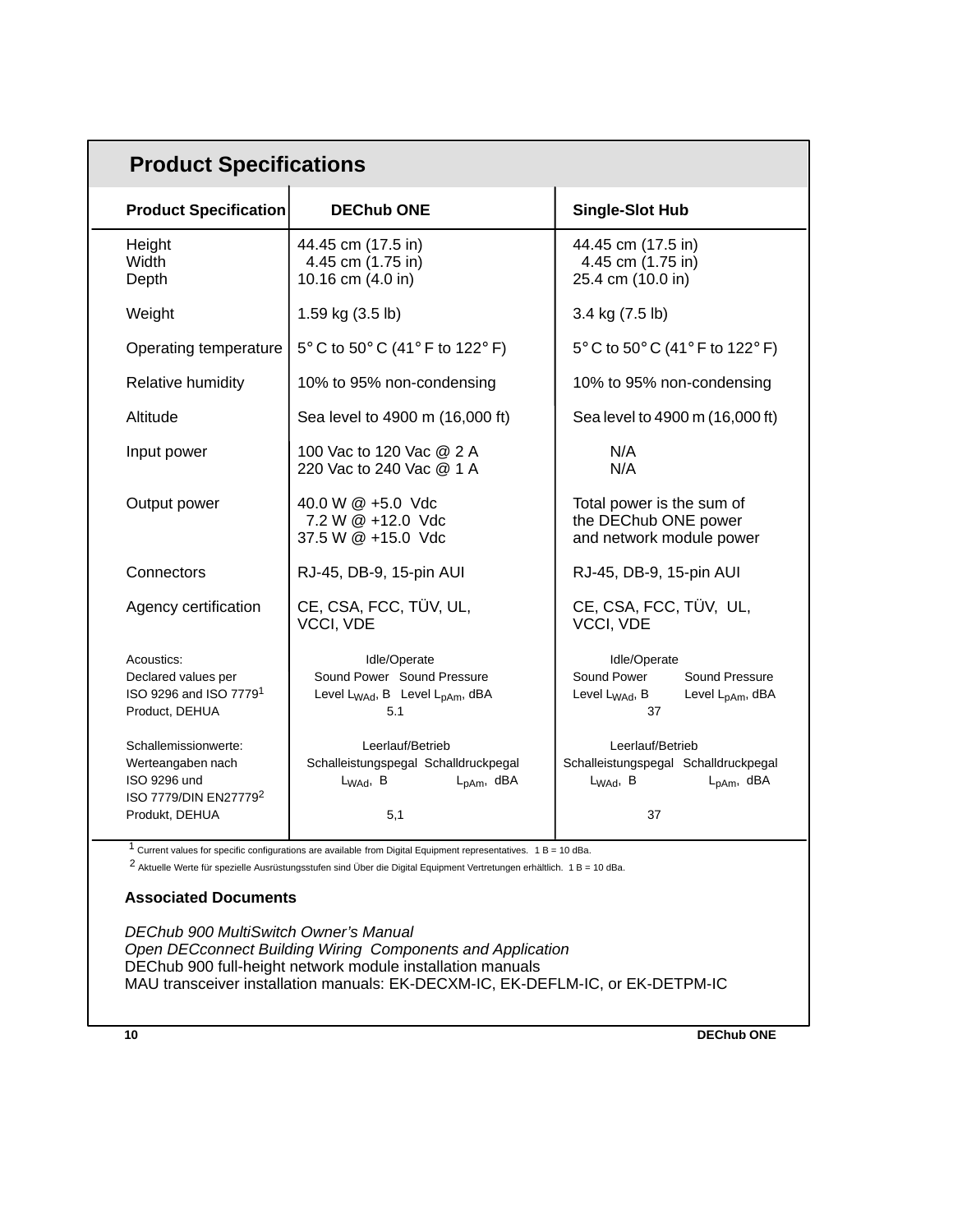## Product Specifications

| Product Specification | DEChub ONE | Single-Slot Hub |
|---|---|---|
| Height<br>Width<br>Depth | 44.45 cm (17.5 in)<br>4.45 cm (1.75 in)<br>10.16 cm (4.0 in) | 44.45 cm (17.5 in)<br>4.45 cm (1.75 in)<br>25.4 cm (10.0 in) |
| Weight | 1.59 kg (3.5 lb) | 3.4 kg (7.5 lb) |
| Operating temperature | 5° C to 50° C (41° F to 122° F) | 5° C to 50° C (41° F to 122° F) |
| Relative humidity | 10% to 95% non-condensing | 10% to 95% non-condensing |
| Altitude | Sea level to 4900 m (16,000 ft) | Sea level to 4900 m (16,000 ft) |
| Input power | 100 Vac to 120 Vac @ 2 A<br>220 Vac to 240 Vac @ 1 A | N/A<br>N/A |
| Output power | 40.0 W @ +5.0 Vdc<br>7.2 W @ +12.0 Vdc<br>37.5 W @ +15.0 Vdc | Total power is the sum of the DEChub ONE power and network module power |
| Connectors | RJ-45, DB-9, 15-pin AUI | RJ-45, DB-9, 15-pin AUI |
| Agency certification | CE, CSA, FCC, TÜV, UL, VCCI, VDE | CE, CSA, FCC, TÜV, UL, VCCI, VDE |
| Acoustics:<br>Declared values per ISO 9296 and ISO 7779[1]<br>Product, DEHUA | Idle/Operate<br>Sound Power Level $L_{WAd}$, B: 5.1<br>Sound Pressure Level $L_{pAm}$, dBA: | Idle/Operate<br>Sound Power Level $L_{WAd}$, B:<br>Sound Pressure Level $L_{pAm}$, dBA: 37 |
| Schallemissionwerte:<br>Werteangaben nach ISO 9296 und ISO 7779/DIN EN27779[2]<br>Produkt, DEHUA | Leerlauf/Betrieb<br>Schalleistungspegel $L_{WAd}$, B: 5,1<br>Schalldruckpegel $L_{pAm}$, dBA: | Leerlauf/Betrieb<br>Schalleistungspegel $L_{WAd}$, B:<br>Schalldruckpegel $L_{pAm}$, dBA: 37 |

[1] Current values for specific configurations are available from Digital Equipment representatives. 1 B = 10 dBa.

[2] Aktuelle Werte für spezielle Ausrüstungsstufen sind Über die Digital Equipment Vertretungen erhältlich. 1 B = 10 dBa.

### Associated Documents

*DEChub 900 MultiSwitch Owner's Manual*
*Open DECconnect Building Wiring Components and Application*
DEChub 900 full-height network module installation manuals
MAU transceiver installation manuals: EK-DECXM-IC, EK-DEFLM-IC, or EK-DETPM-IC